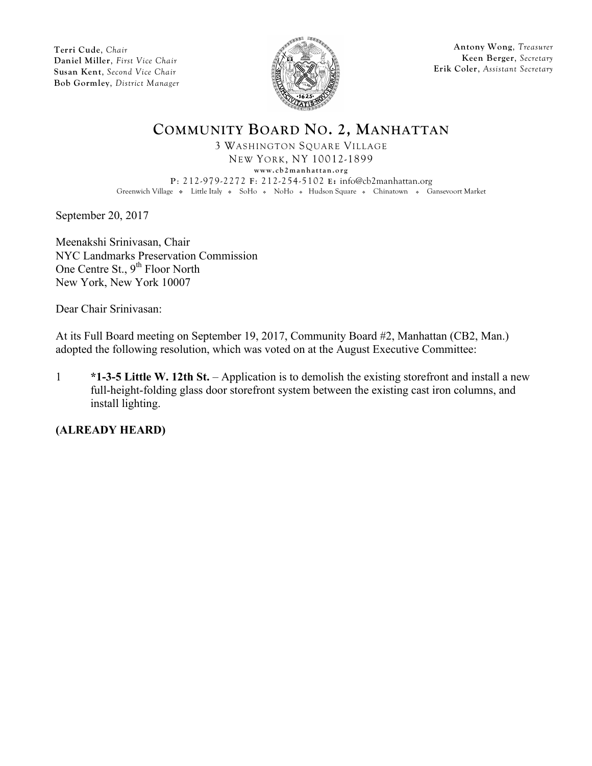**Terri Cude**, *Chair*
**Daniel Miller**, *First Vice Chair*
**Susan Kent**, *Second Vice Chair*
**Bob Gormley**, *District Manager*

**Antony Wong**, *Treasurer*
**Keen Berger**, *Secretary*
**Erik Coler**, *Assistant Secretary*

# COMMUNITY BOARD NO. 2, MANHATTAN

3 WASHINGTON SQUARE VILLAGE
NEW YORK, NY 10012-1899
www.cb2manhattan.org
P: 212-979-2272 F: 212-254-5102 E: info@cb2manhattan.org
Greenwich Village ❖ Little Italy ❖ SoHo ❖ NoHo ❖ Hudson Square ❖ Chinatown ❖ Gansevoort Market

September 20, 2017

Meenakshi Srinivasan, Chair
NYC Landmarks Preservation Commission
One Centre St., 9th Floor North
New York, New York 10007

Dear Chair Srinivasan:

At its Full Board meeting on September 19, 2017, Community Board #2, Manhattan (CB2, Man.) adopted the following resolution, which was voted on at the August Executive Committee:

1 **\*1-3-5 Little W. 12th St.** – Application is to demolish the existing storefront and install a new full-height-folding glass door storefront system between the existing cast iron columns, and install lighting.

**(ALREADY HEARD)**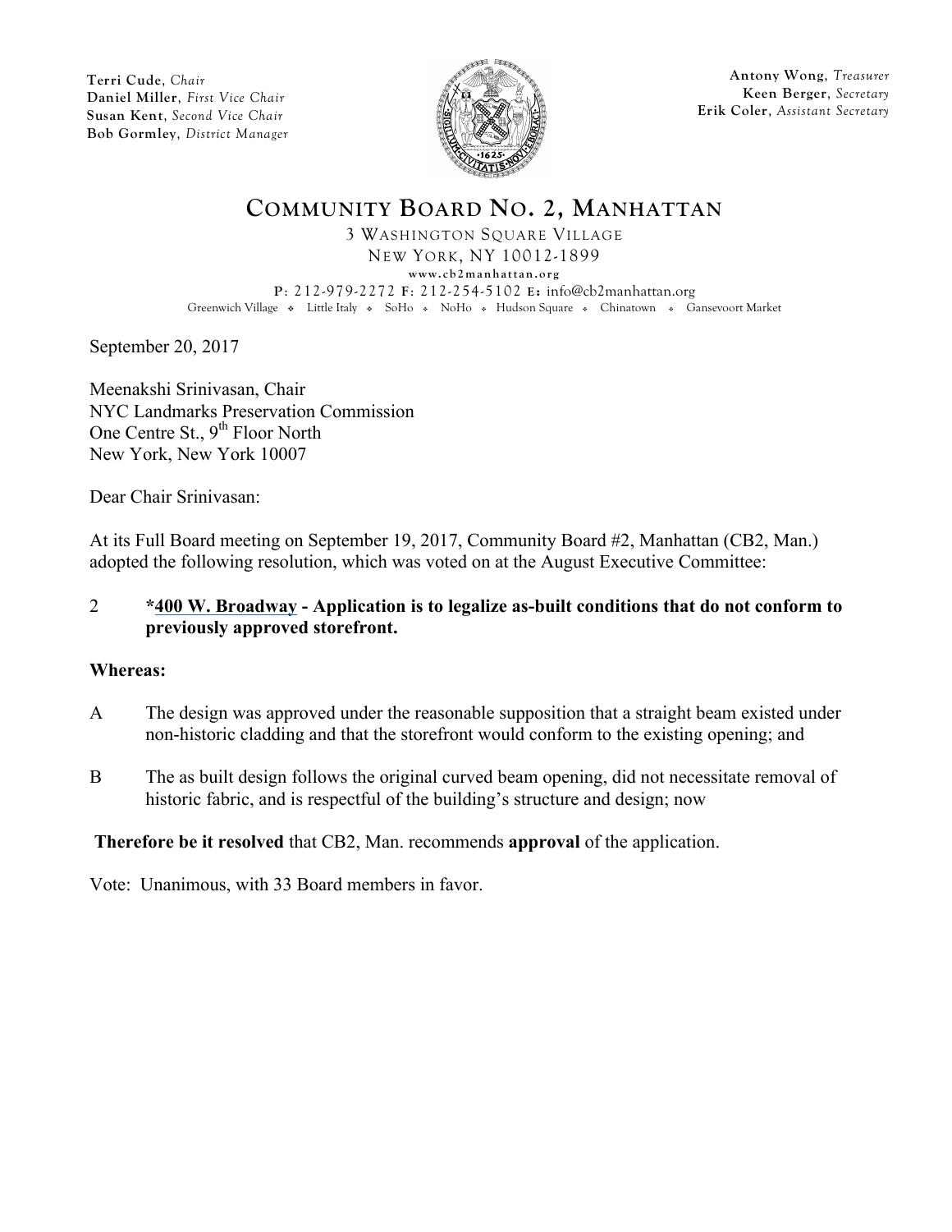Terri Cude, *Chair*
Daniel Miller, *First Vice Chair*
Susan Kent, *Second Vice Chair*
Bob Gormley, *District Manager*

Antony Wong, *Treasurer*
Keen Berger, *Secretary*
Erik Coler, *Assistant Secretary*

# COMMUNITY BOARD NO. 2, MANHATTAN

3 WASHINGTON SQUARE VILLAGE
NEW YORK, NY 10012-1899
www.cb2manhattan.org
P: 212-979-2272 F: 212-254-5102 E: info@cb2manhattan.org
Greenwich Village ❖ Little Italy ❖ SoHo ❖ NoHo ❖ Hudson Square ❖ Chinatown ❖ Gansevoort Market

September 20, 2017

Meenakshi Srinivasan, Chair
NYC Landmarks Preservation Commission
One Centre St., 9th Floor North
New York, New York 10007

Dear Chair Srinivasan:

At its Full Board meeting on September 19, 2017, Community Board #2, Manhattan (CB2, Man.) adopted the following resolution, which was voted on at the August Executive Committee:

2 **\*400 W. Broadway - Application is to legalize as-built conditions that do not conform to previously approved storefront.**

**Whereas:**

A The design was approved under the reasonable supposition that a straight beam existed under non-historic cladding and that the storefront would conform to the existing opening; and

B The as built design follows the original curved beam opening, did not necessitate removal of historic fabric, and is respectful of the building's structure and design; now

**Therefore be it resolved** that CB2, Man. recommends **approval** of the application.

Vote: Unanimous, with 33 Board members in favor.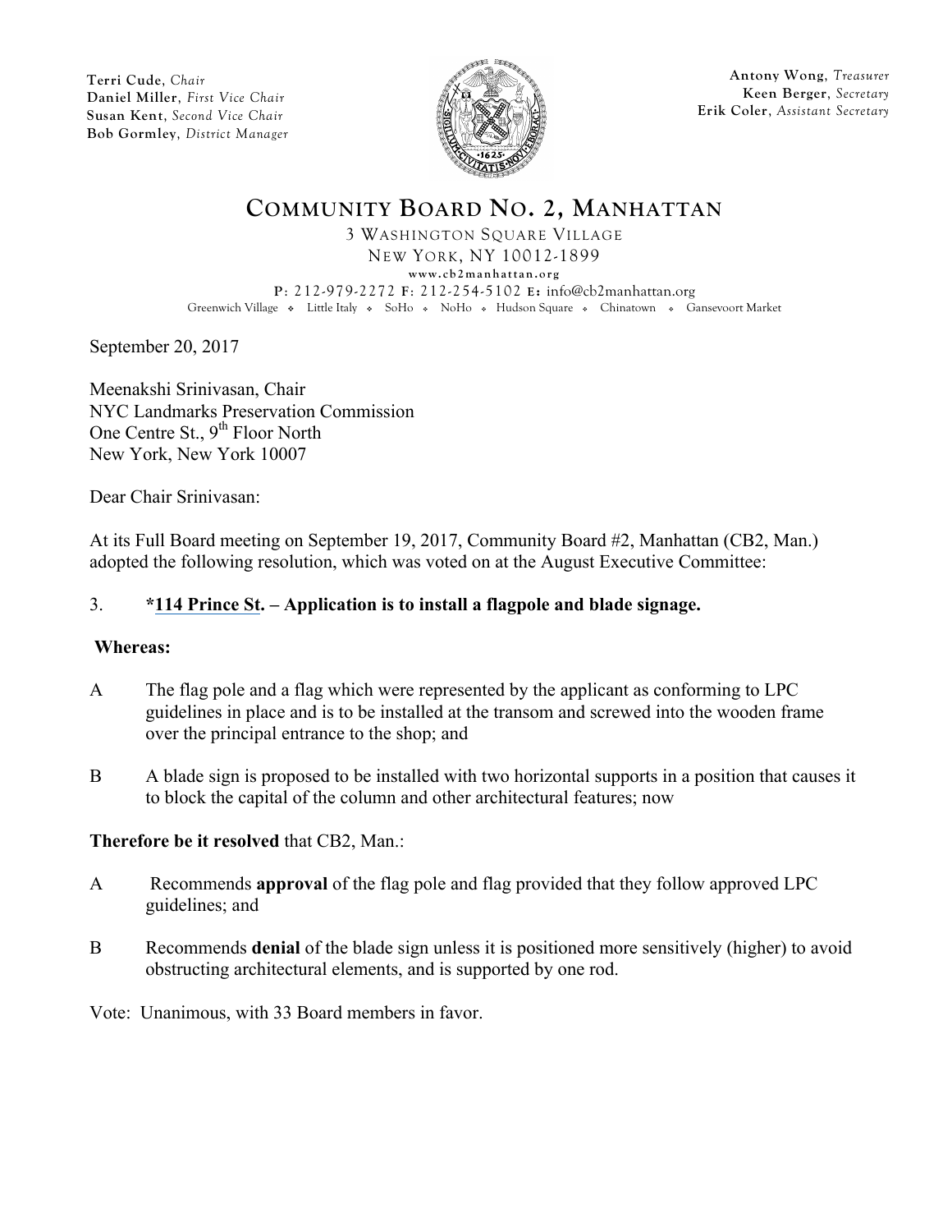Terri Cude, *Chair*
Daniel Miller, *First Vice Chair*
Susan Kent, *Second Vice Chair*
Bob Gormley, *District Manager*

Antony Wong, *Treasurer*
Keen Berger, *Secretary*
Erik Coler, *Assistant Secretary*

# COMMUNITY BOARD NO. 2, MANHATTAN

3 WASHINGTON SQUARE VILLAGE
NEW YORK, NY 10012-1899
www.cb2manhattan.org
P: 212-979-2272 F: 212-254-5102 E: info@cb2manhattan.org
Greenwich Village ❖ Little Italy ❖ SoHo ❖ NoHo ❖ Hudson Square ❖ Chinatown ❖ Gansevoort Market

September 20, 2017

Meenakshi Srinivasan, Chair
NYC Landmarks Preservation Commission
One Centre St., 9th Floor North
New York, New York 10007

Dear Chair Srinivasan:

At its Full Board meeting on September 19, 2017, Community Board #2, Manhattan (CB2, Man.) adopted the following resolution, which was voted on at the August Executive Committee:

3. **\*114 Prince St. – Application is to install a flagpole and blade signage.**

**Whereas:**

A The flag pole and a flag which were represented by the applicant as conforming to LPC guidelines in place and is to be installed at the transom and screwed into the wooden frame over the principal entrance to the shop; and

B A blade sign is proposed to be installed with two horizontal supports in a position that causes it to block the capital of the column and other architectural features; now

**Therefore be it resolved** that CB2, Man.:

A Recommends **approval** of the flag pole and flag provided that they follow approved LPC guidelines; and

B Recommends **denial** of the blade sign unless it is positioned more sensitively (higher) to avoid obstructing architectural elements, and is supported by one rod.

Vote: Unanimous, with 33 Board members in favor.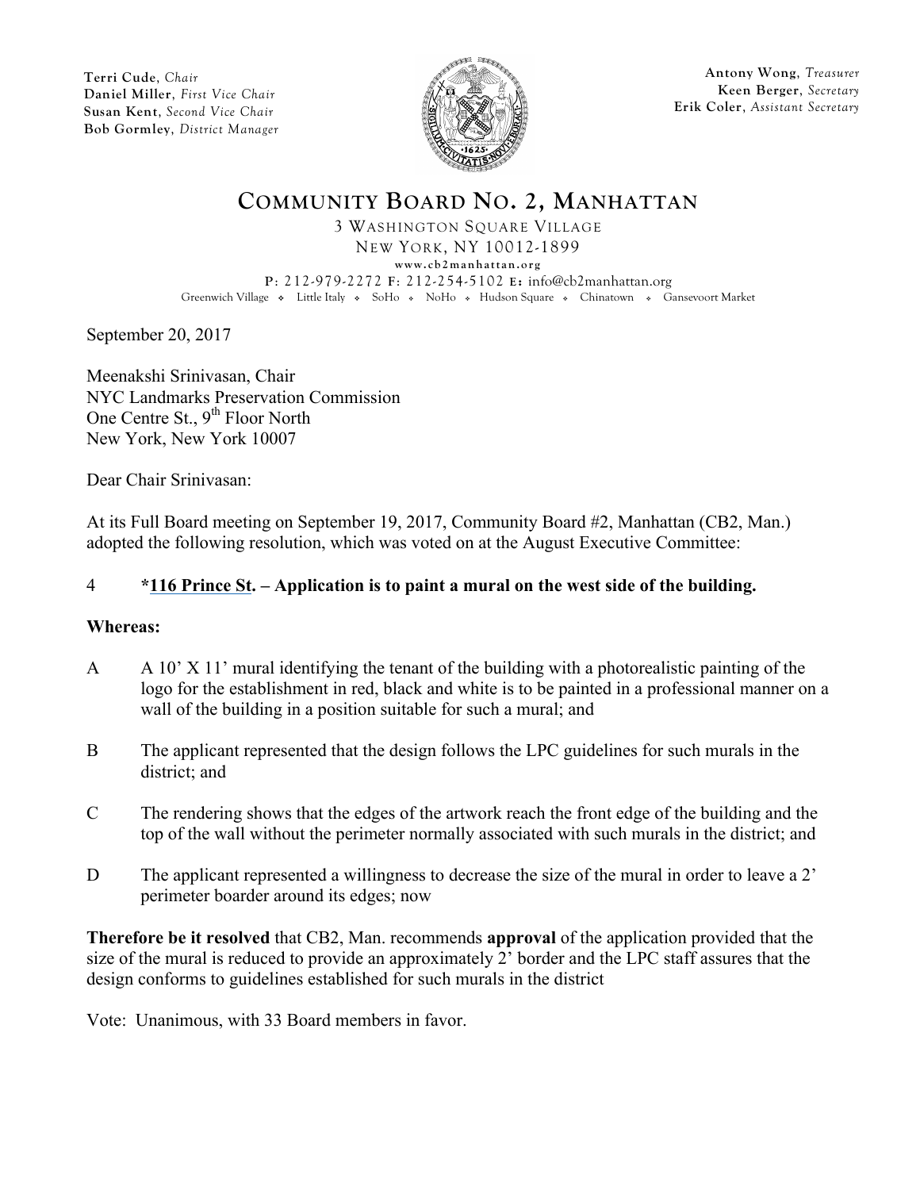Terri Cude, *Chair*
Daniel Miller, *First Vice Chair*
Susan Kent, *Second Vice Chair*
Bob Gormley, *District Manager*

Antony Wong, *Treasurer*
Keen Berger, *Secretary*
Erik Coler, *Assistant Secretary*

# COMMUNITY BOARD NO. 2, MANHATTAN

3 WASHINGTON SQUARE VILLAGE
NEW YORK, NY 10012-1899
www.cb2manhattan.org
P: 212-979-2272 F: 212-254-5102 E: info@cb2manhattan.org
Greenwich Village ❖ Little Italy ❖ SoHo ❖ NoHo ❖ Hudson Square ❖ Chinatown ❖ Gansevoort Market

September 20, 2017

Meenakshi Srinivasan, Chair
NYC Landmarks Preservation Commission
One Centre St., 9th Floor North
New York, New York 10007

Dear Chair Srinivasan:

At its Full Board meeting on September 19, 2017, Community Board #2, Manhattan (CB2, Man.) adopted the following resolution, which was voted on at the August Executive Committee:

4 **\*116 Prince St. – Application is to paint a mural on the west side of the building.**

**Whereas:**

A A 10' X 11' mural identifying the tenant of the building with a photorealistic painting of the logo for the establishment in red, black and white is to be painted in a professional manner on a wall of the building in a position suitable for such a mural; and

B The applicant represented that the design follows the LPC guidelines for such murals in the district; and

C The rendering shows that the edges of the artwork reach the front edge of the building and the top of the wall without the perimeter normally associated with such murals in the district; and

D The applicant represented a willingness to decrease the size of the mural in order to leave a 2' perimeter boarder around its edges; now

**Therefore be it resolved** that CB2, Man. recommends **approval** of the application provided that the size of the mural is reduced to provide an approximately 2' border and the LPC staff assures that the design conforms to guidelines established for such murals in the district

Vote: Unanimous, with 33 Board members in favor.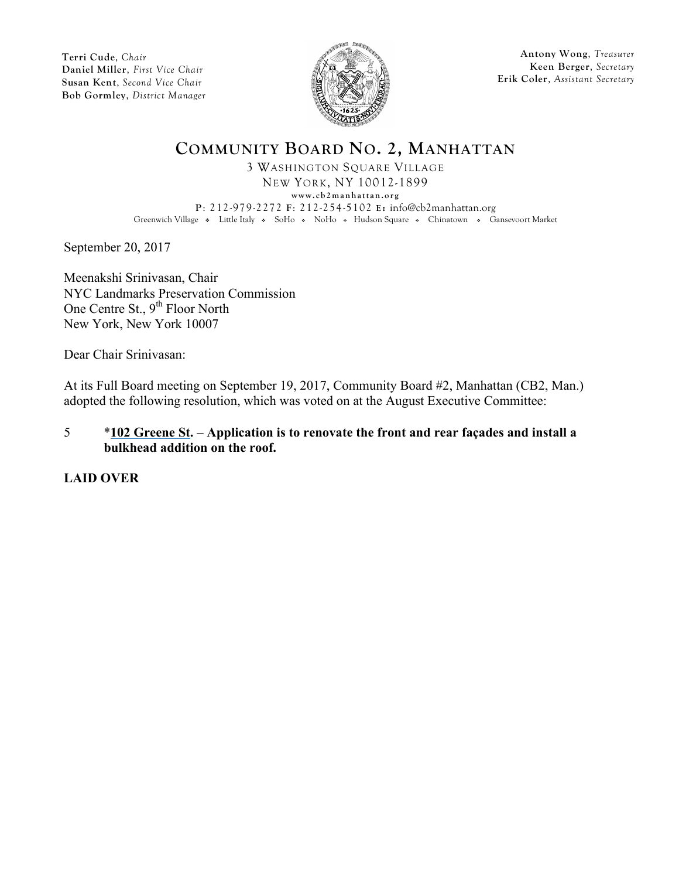**Terri Cude**, *Chair*
**Daniel Miller**, *First Vice Chair*
**Susan Kent**, *Second Vice Chair*
**Bob Gormley**, *District Manager*

**Antony Wong**, *Treasurer*
**Keen Berger**, *Secretary*
**Erik Coler**, *Assistant Secretary*

# COMMUNITY BOARD NO. 2, MANHATTAN

3 WASHINGTON SQUARE VILLAGE
NEW YORK, NY 10012-1899
www.cb2manhattan.org
P: 212-979-2272 F: 212-254-5102 E: info@cb2manhattan.org
Greenwich Village ❖ Little Italy ❖ SoHo ❖ NoHo ❖ Hudson Square ❖ Chinatown ❖ Gansevoort Market

September 20, 2017

Meenakshi Srinivasan, Chair
NYC Landmarks Preservation Commission
One Centre St., 9th Floor North
New York, New York 10007

Dear Chair Srinivasan:

At its Full Board meeting on September 19, 2017, Community Board #2, Manhattan (CB2, Man.) adopted the following resolution, which was voted on at the August Executive Committee:

5 **\*102 Greene St. – Application is to renovate the front and rear façades and install a bulkhead addition on the roof.**

**LAID OVER**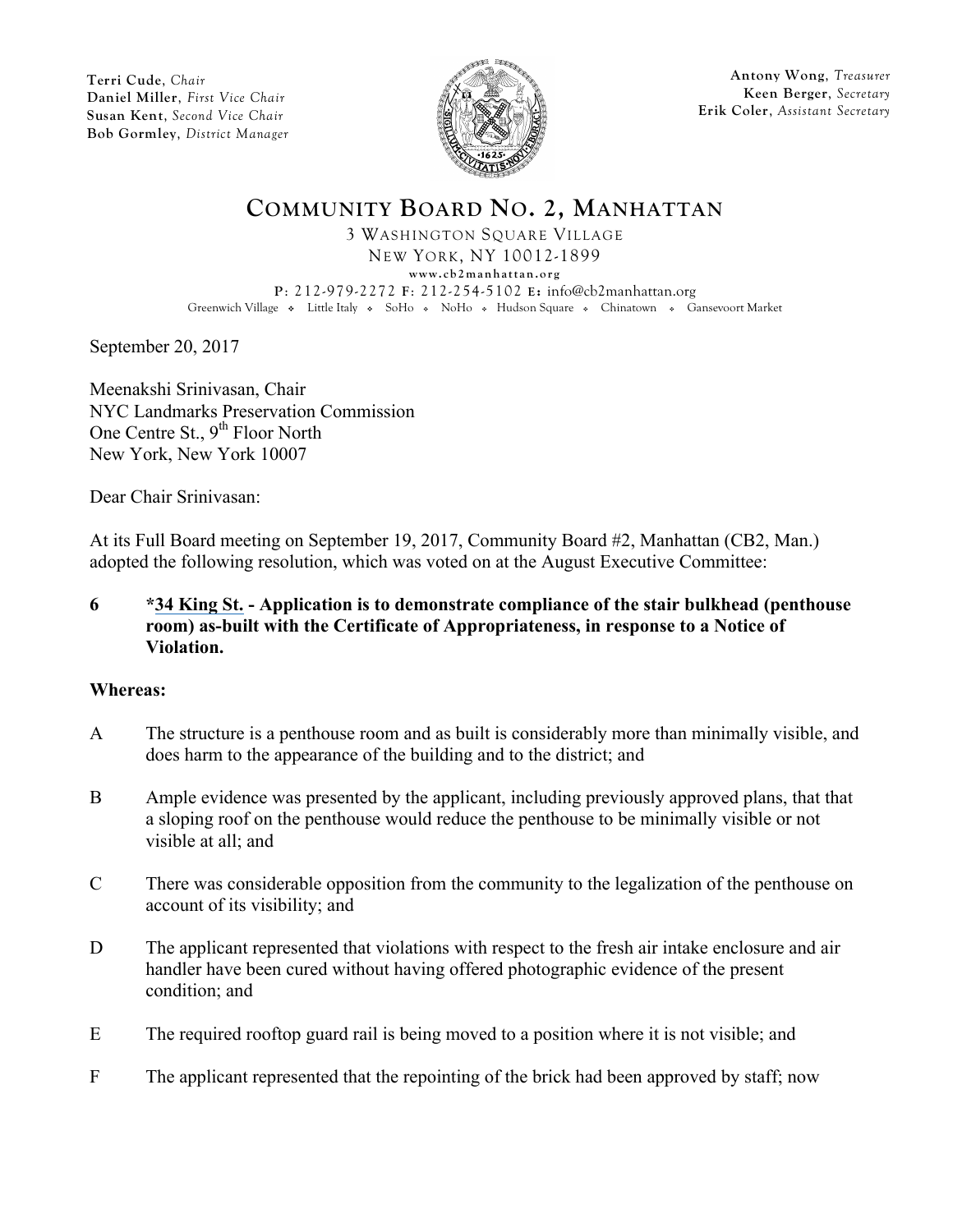Terri Cude, *Chair*
Daniel Miller, *First Vice Chair*
Susan Kent, *Second Vice Chair*
Bob Gormley, *District Manager*

Antony Wong, *Treasurer*
Keen Berger, *Secretary*
Erik Coler, *Assistant Secretary*

# COMMUNITY BOARD NO. 2, MANHATTAN

3 WASHINGTON SQUARE VILLAGE
NEW YORK, NY 10012-1899
www.cb2manhattan.org
P: 212-979-2272 F: 212-254-5102 E: info@cb2manhattan.org
Greenwich Village ❖ Little Italy ❖ SoHo ❖ NoHo ❖ Hudson Square ❖ Chinatown ❖ Gansevoort Market

September 20, 2017

Meenakshi Srinivasan, Chair
NYC Landmarks Preservation Commission
One Centre St., 9th Floor North
New York, New York 10007

Dear Chair Srinivasan:

At its Full Board meeting on September 19, 2017, Community Board #2, Manhattan (CB2, Man.) adopted the following resolution, which was voted on at the August Executive Committee:

**6 \*34 King St. - Application is to demonstrate compliance of the stair bulkhead (penthouse room) as-built with the Certificate of Appropriateness, in response to a Notice of Violation.**

**Whereas:**

A The structure is a penthouse room and as built is considerably more than minimally visible, and does harm to the appearance of the building and to the district; and

B Ample evidence was presented by the applicant, including previously approved plans, that that a sloping roof on the penthouse would reduce the penthouse to be minimally visible or not visible at all; and

C There was considerable opposition from the community to the legalization of the penthouse on account of its visibility; and

D The applicant represented that violations with respect to the fresh air intake enclosure and air handler have been cured without having offered photographic evidence of the present condition; and

E The required rooftop guard rail is being moved to a position where it is not visible; and

F The applicant represented that the repointing of the brick had been approved by staff; now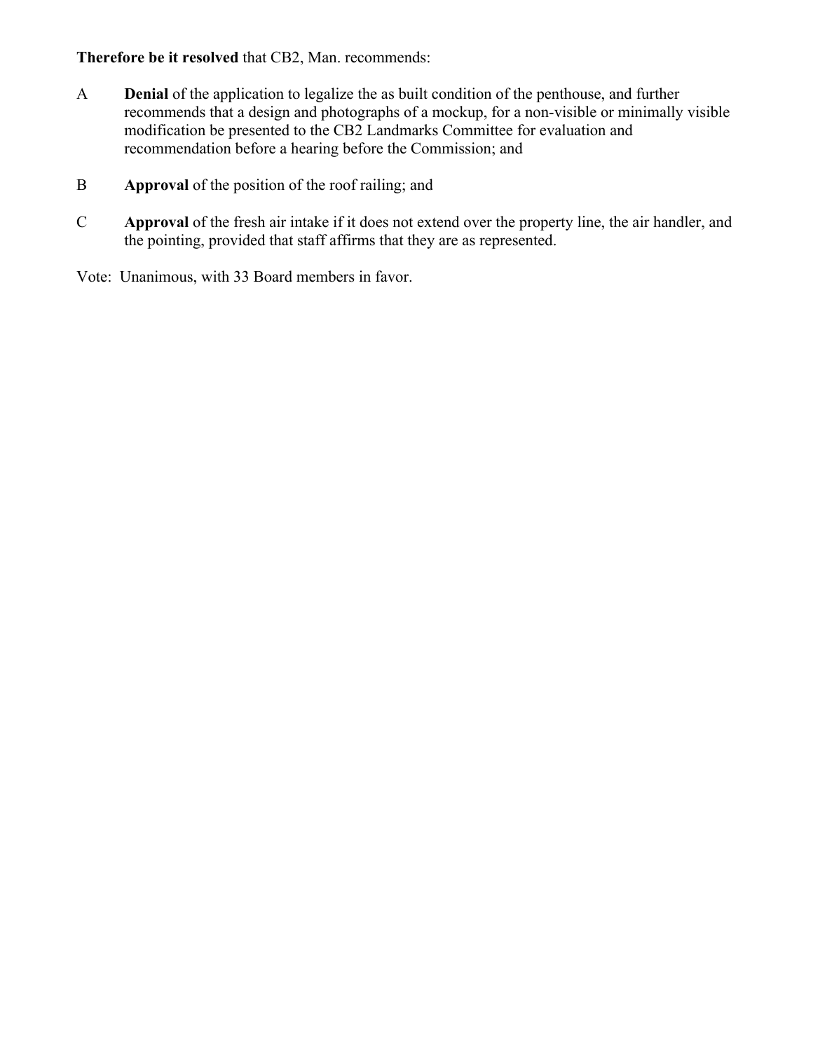**Therefore be it resolved** that CB2, Man. recommends:

A **Denial** of the application to legalize the as built condition of the penthouse, and further recommends that a design and photographs of a mockup, for a non-visible or minimally visible modification be presented to the CB2 Landmarks Committee for evaluation and recommendation before a hearing before the Commission; and

B **Approval** of the position of the roof railing; and

C **Approval** of the fresh air intake if it does not extend over the property line, the air handler, and the pointing, provided that staff affirms that they are as represented.

Vote: Unanimous, with 33 Board members in favor.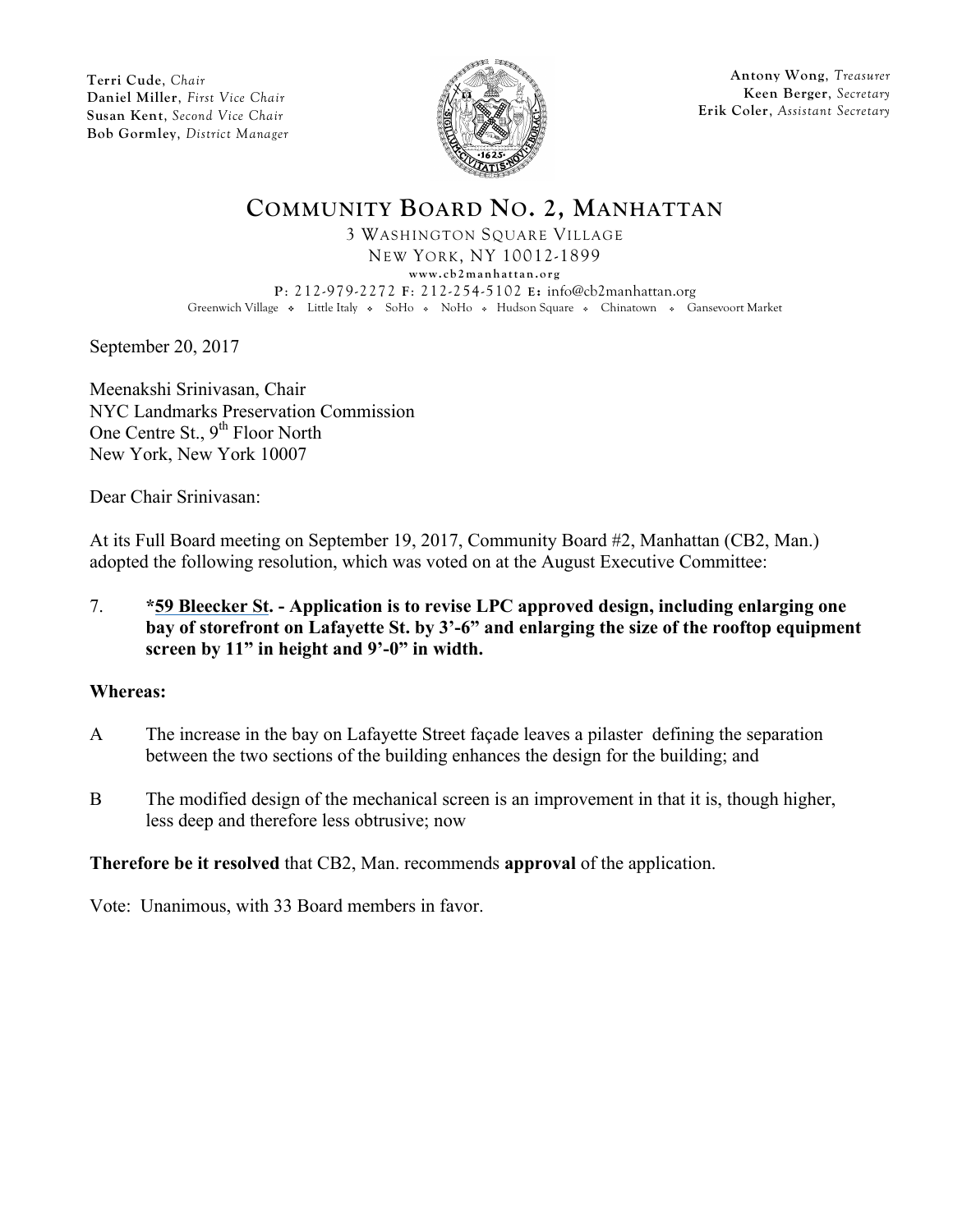**Terri Cude**, *Chair*
**Daniel Miller**, *First Vice Chair*
**Susan Kent**, *Second Vice Chair*
**Bob Gormley**, *District Manager*

**Antony Wong**, *Treasurer*
**Keen Berger**, *Secretary*
**Erik Coler**, *Assistant Secretary*

# COMMUNITY BOARD NO. 2, MANHATTAN

3 WASHINGTON SQUARE VILLAGE
NEW YORK, NY 10012-1899
www.cb2manhattan.org
P: 212-979-2272 F: 212-254-5102 E: info@cb2manhattan.org
Greenwich Village ❖ Little Italy ❖ SoHo ❖ NoHo ❖ Hudson Square ❖ Chinatown ❖ Gansevoort Market

September 20, 2017

Meenakshi Srinivasan, Chair
NYC Landmarks Preservation Commission
One Centre St., 9th Floor North
New York, New York 10007

Dear Chair Srinivasan:

At its Full Board meeting on September 19, 2017, Community Board #2, Manhattan (CB2, Man.) adopted the following resolution, which was voted on at the August Executive Committee:

7. **\*59 Bleecker St. - Application is to revise LPC approved design, including enlarging one bay of storefront on Lafayette St. by 3'-6" and enlarging the size of the rooftop equipment screen by 11" in height and 9'-0" in width.**

**Whereas:**

A The increase in the bay on Lafayette Street façade leaves a pilaster defining the separation between the two sections of the building enhances the design for the building; and

B The modified design of the mechanical screen is an improvement in that it is, though higher, less deep and therefore less obtrusive; now

**Therefore be it resolved** that CB2, Man. recommends **approval** of the application.

Vote: Unanimous, with 33 Board members in favor.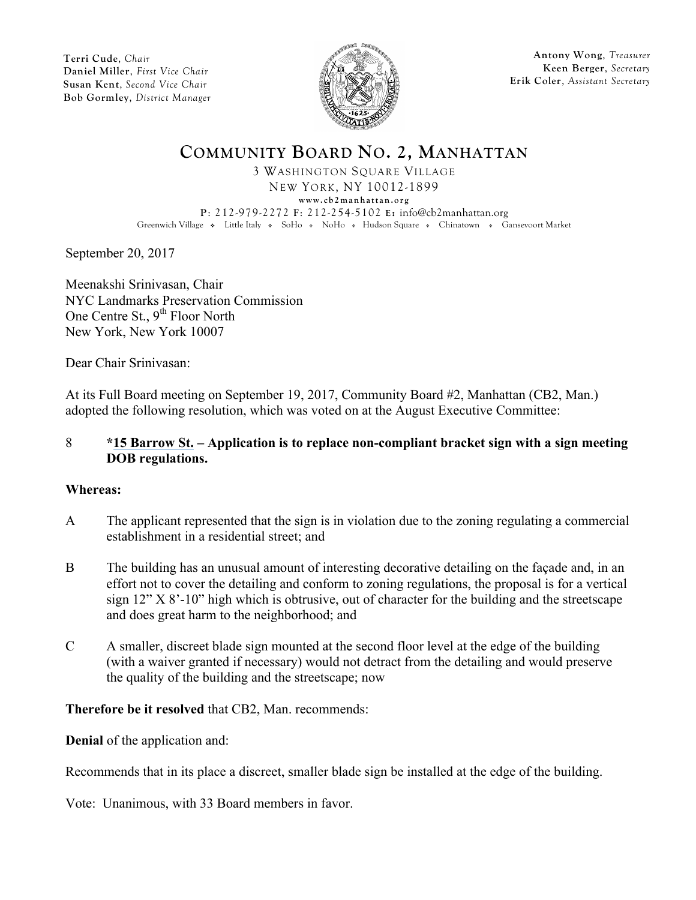Terri Cude, *Chair*
Daniel Miller, *First Vice Chair*
Susan Kent, *Second Vice Chair*
Bob Gormley, *District Manager*

Antony Wong, *Treasurer*
Keen Berger, *Secretary*
Erik Coler, *Assistant Secretary*

# COMMUNITY BOARD NO. 2, MANHATTAN

3 WASHINGTON SQUARE VILLAGE
NEW YORK, NY 10012-1899
www.cb2manhattan.org
P: 212-979-2272 F: 212-254-5102 E: info@cb2manhattan.org
Greenwich Village ❖ Little Italy ❖ SoHo ❖ NoHo ❖ Hudson Square ❖ Chinatown ❖ Gansevoort Market

September 20, 2017

Meenakshi Srinivasan, Chair
NYC Landmarks Preservation Commission
One Centre St., 9th Floor North
New York, New York 10007

Dear Chair Srinivasan:

At its Full Board meeting on September 19, 2017, Community Board #2, Manhattan (CB2, Man.) adopted the following resolution, which was voted on at the August Executive Committee:

8 **\*15 Barrow St. – Application is to replace non-compliant bracket sign with a sign meeting DOB regulations.**

**Whereas:**

A The applicant represented that the sign is in violation due to the zoning regulating a commercial establishment in a residential street; and

B The building has an unusual amount of interesting decorative detailing on the façade and, in an effort not to cover the detailing and conform to zoning regulations, the proposal is for a vertical sign 12" X 8'-10" high which is obtrusive, out of character for the building and the streetscape and does great harm to the neighborhood; and

C A smaller, discreet blade sign mounted at the second floor level at the edge of the building (with a waiver granted if necessary) would not detract from the detailing and would preserve the quality of the building and the streetscape; now

**Therefore be it resolved** that CB2, Man. recommends:

**Denial** of the application and:

Recommends that in its place a discreet, smaller blade sign be installed at the edge of the building.

Vote: Unanimous, with 33 Board members in favor.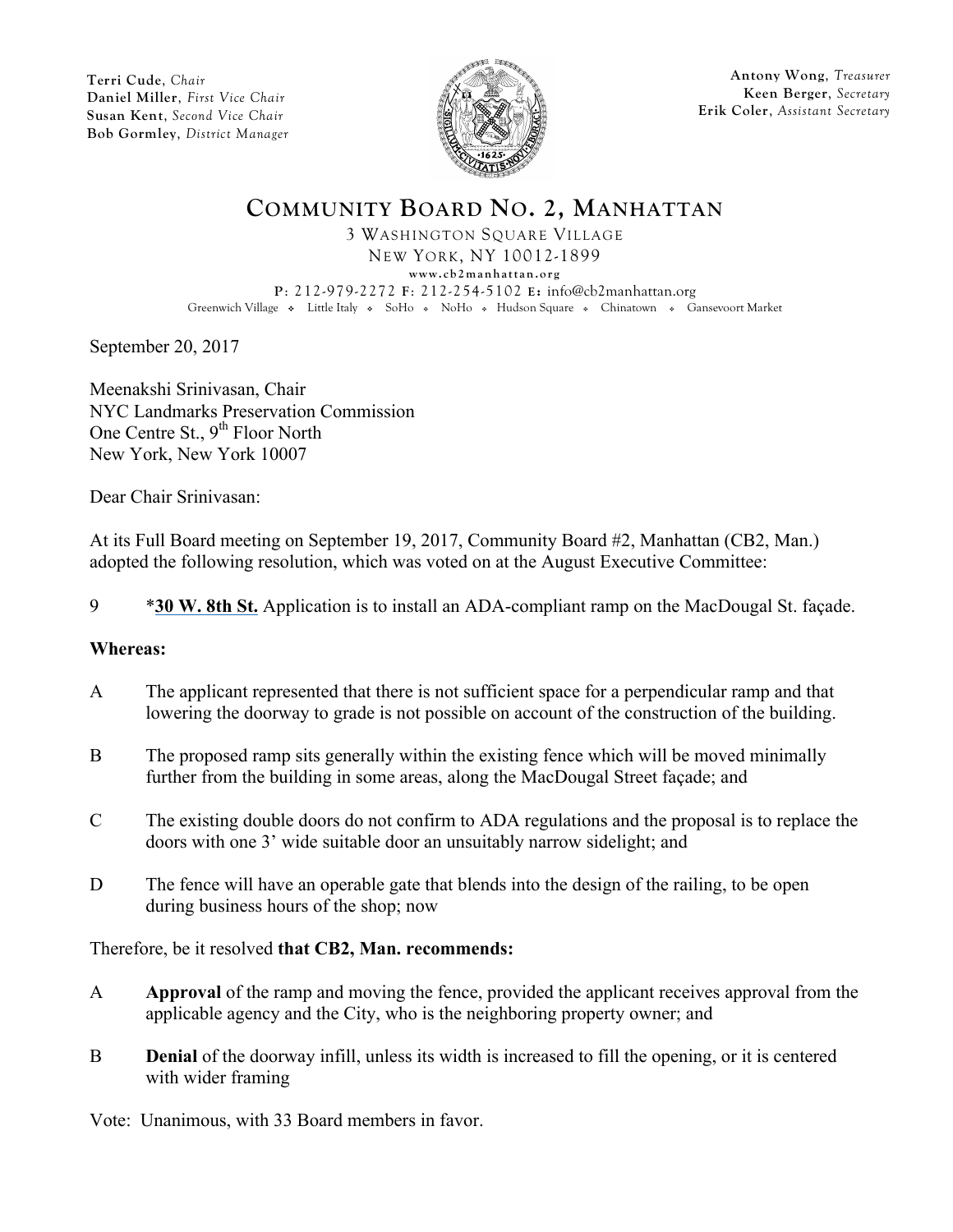**Terri Cude**, *Chair*
**Daniel Miller**, *First Vice Chair*
**Susan Kent**, *Second Vice Chair*
**Bob Gormley**, *District Manager*

**Antony Wong**, *Treasurer*
**Keen Berger**, *Secretary*
**Erik Coler**, *Assistant Secretary*

# COMMUNITY BOARD NO. 2, MANHATTAN

3 WASHINGTON SQUARE VILLAGE
NEW YORK, NY 10012-1899
www.cb2manhattan.org
P: 212-979-2272 F: 212-254-5102 E: info@cb2manhattan.org
Greenwich Village ❖ Little Italy ❖ SoHo ❖ NoHo ❖ Hudson Square ❖ Chinatown ❖ Gansevoort Market

September 20, 2017

Meenakshi Srinivasan, Chair
NYC Landmarks Preservation Commission
One Centre St., 9th Floor North
New York, New York 10007

Dear Chair Srinivasan:

At its Full Board meeting on September 19, 2017, Community Board #2, Manhattan (CB2, Man.) adopted the following resolution, which was voted on at the August Executive Committee:

9 ***30 W. 8th St.** Application is to install an ADA-compliant ramp on the MacDougal St. façade.

**Whereas:**

A The applicant represented that there is not sufficient space for a perpendicular ramp and that lowering the doorway to grade is not possible on account of the construction of the building.

B The proposed ramp sits generally within the existing fence which will be moved minimally further from the building in some areas, along the MacDougal Street façade; and

C The existing double doors do not confirm to ADA regulations and the proposal is to replace the doors with one 3' wide suitable door an unsuitably narrow sidelight; and

D The fence will have an operable gate that blends into the design of the railing, to be open during business hours of the shop; now

Therefore, be it resolved **that CB2, Man. recommends:**

A **Approval** of the ramp and moving the fence, provided the applicant receives approval from the applicable agency and the City, who is the neighboring property owner; and

B **Denial** of the doorway infill, unless its width is increased to fill the opening, or it is centered with wider framing

Vote: Unanimous, with 33 Board members in favor.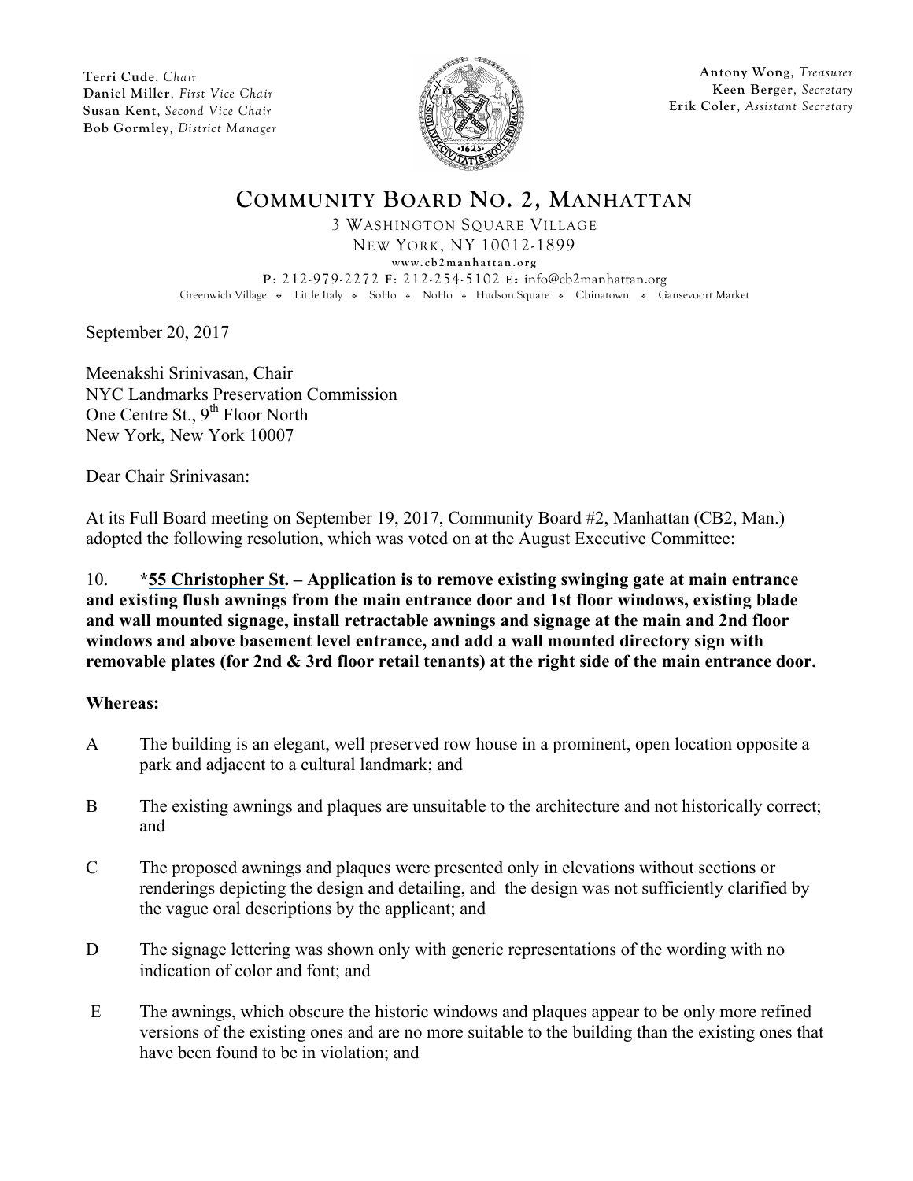Terri Cude, *Chair*
Daniel Miller, *First Vice Chair*
Susan Kent, *Second Vice Chair*
Bob Gormley, *District Manager*

Antony Wong, *Treasurer*
Keen Berger, *Secretary*
Erik Coler, *Assistant Secretary*

# COMMUNITY BOARD NO. 2, MANHATTAN

3 WASHINGTON SQUARE VILLAGE
NEW YORK, NY 10012-1899
www.cb2manhattan.org
P: 212-979-2272 F: 212-254-5102 E: info@cb2manhattan.org
Greenwich Village ❖ Little Italy ❖ SoHo ❖ NoHo ❖ Hudson Square ❖ Chinatown ❖ Gansevoort Market

September 20, 2017

Meenakshi Srinivasan, Chair
NYC Landmarks Preservation Commission
One Centre St., 9th Floor North
New York, New York 10007

Dear Chair Srinivasan:

At its Full Board meeting on September 19, 2017, Community Board #2, Manhattan (CB2, Man.) adopted the following resolution, which was voted on at the August Executive Committee:

**10. \*55 Christopher St. – Application is to remove existing swinging gate at main entrance and existing flush awnings from the main entrance door and 1st floor windows, existing blade and wall mounted signage, install retractable awnings and signage at the main and 2nd floor windows and above basement level entrance, and add a wall mounted directory sign with removable plates (for 2nd & 3rd floor retail tenants) at the right side of the main entrance door.**

**Whereas:**

A The building is an elegant, well preserved row house in a prominent, open location opposite a park and adjacent to a cultural landmark; and

B The existing awnings and plaques are unsuitable to the architecture and not historically correct; and

C The proposed awnings and plaques were presented only in elevations without sections or renderings depicting the design and detailing, and the design was not sufficiently clarified by the vague oral descriptions by the applicant; and

D The signage lettering was shown only with generic representations of the wording with no indication of color and font; and

E The awnings, which obscure the historic windows and plaques appear to be only more refined versions of the existing ones and are no more suitable to the building than the existing ones that have been found to be in violation; and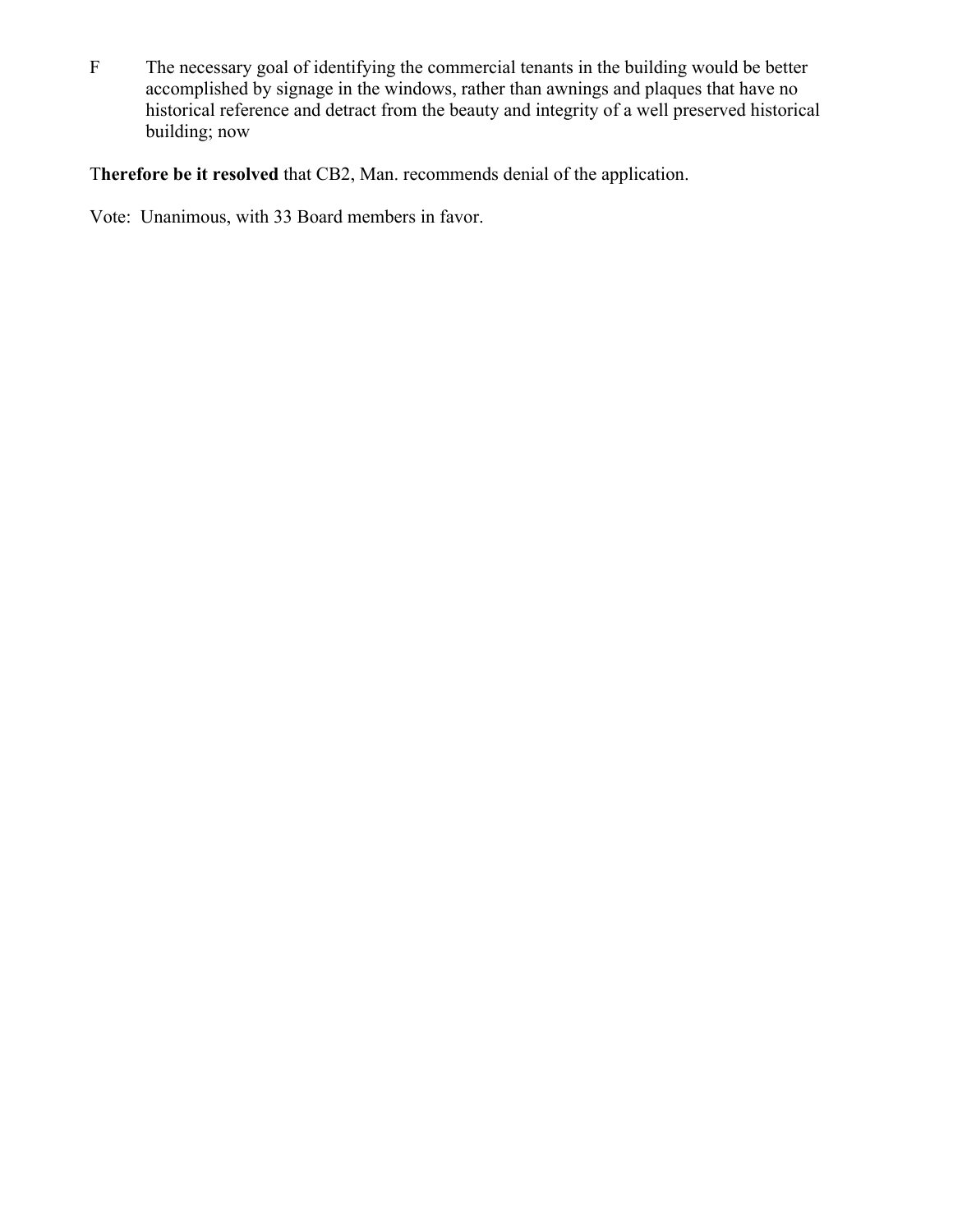F The necessary goal of identifying the commercial tenants in the building would be better accomplished by signage in the windows, rather than awnings and plaques that have no historical reference and detract from the beauty and integrity of a well preserved historical building; now

T**herefore be it resolved** that CB2, Man. recommends denial of the application.

Vote: Unanimous, with 33 Board members in favor.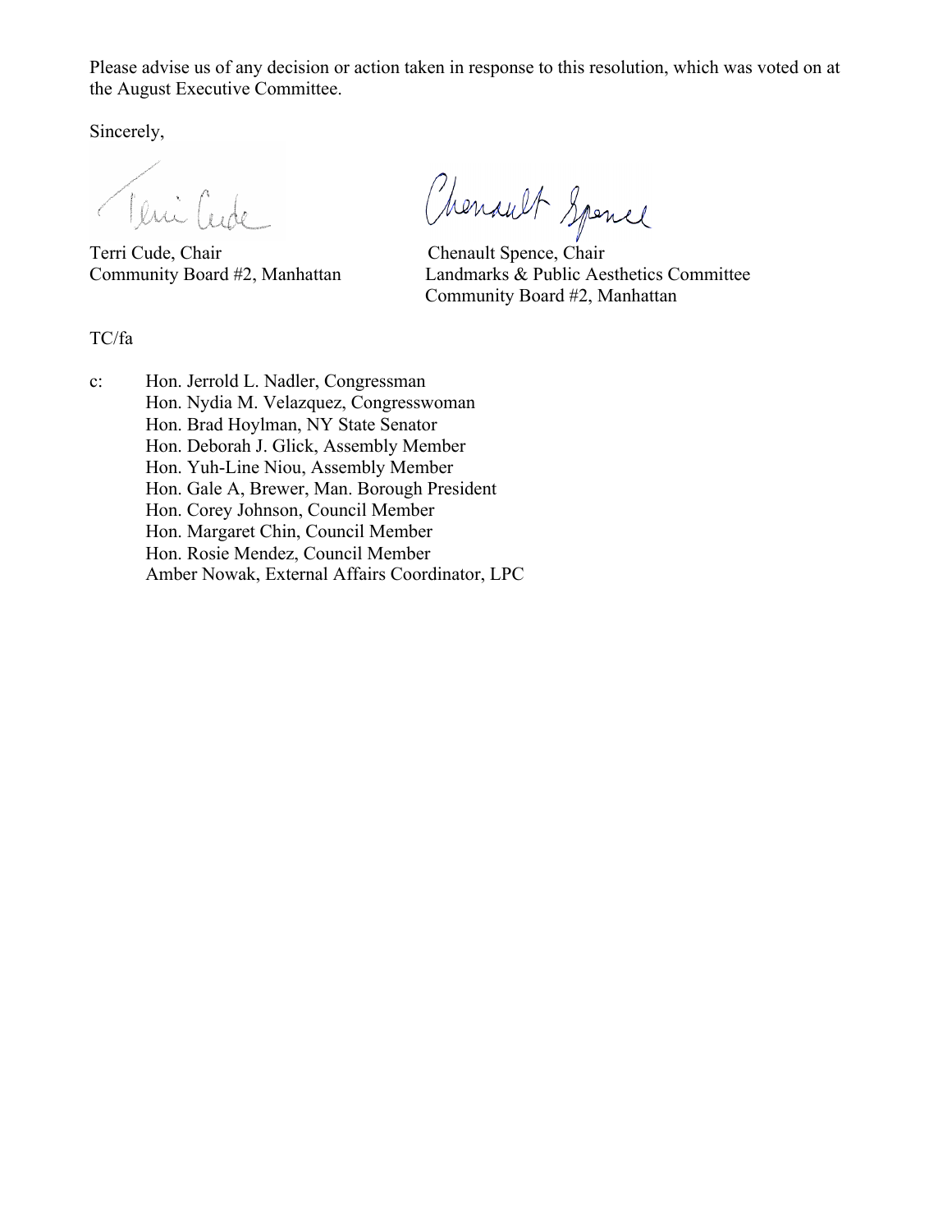Please advise us of any decision or action taken in response to this resolution, which was voted on at the August Executive Committee.

Sincerely,

Terri Cude, Chair
Community Board #2, Manhattan

Chenault Spence, Chair
Landmarks & Public Aesthetics Committee
Community Board #2, Manhattan

TC/fa

c: Hon. Jerrold L. Nadler, Congressman
Hon. Nydia M. Velazquez, Congresswoman
Hon. Brad Hoylman, NY State Senator
Hon. Deborah J. Glick, Assembly Member
Hon. Yuh-Line Niou, Assembly Member
Hon. Gale A, Brewer, Man. Borough President
Hon. Corey Johnson, Council Member
Hon. Margaret Chin, Council Member
Hon. Rosie Mendez, Council Member
Amber Nowak, External Affairs Coordinator, LPC